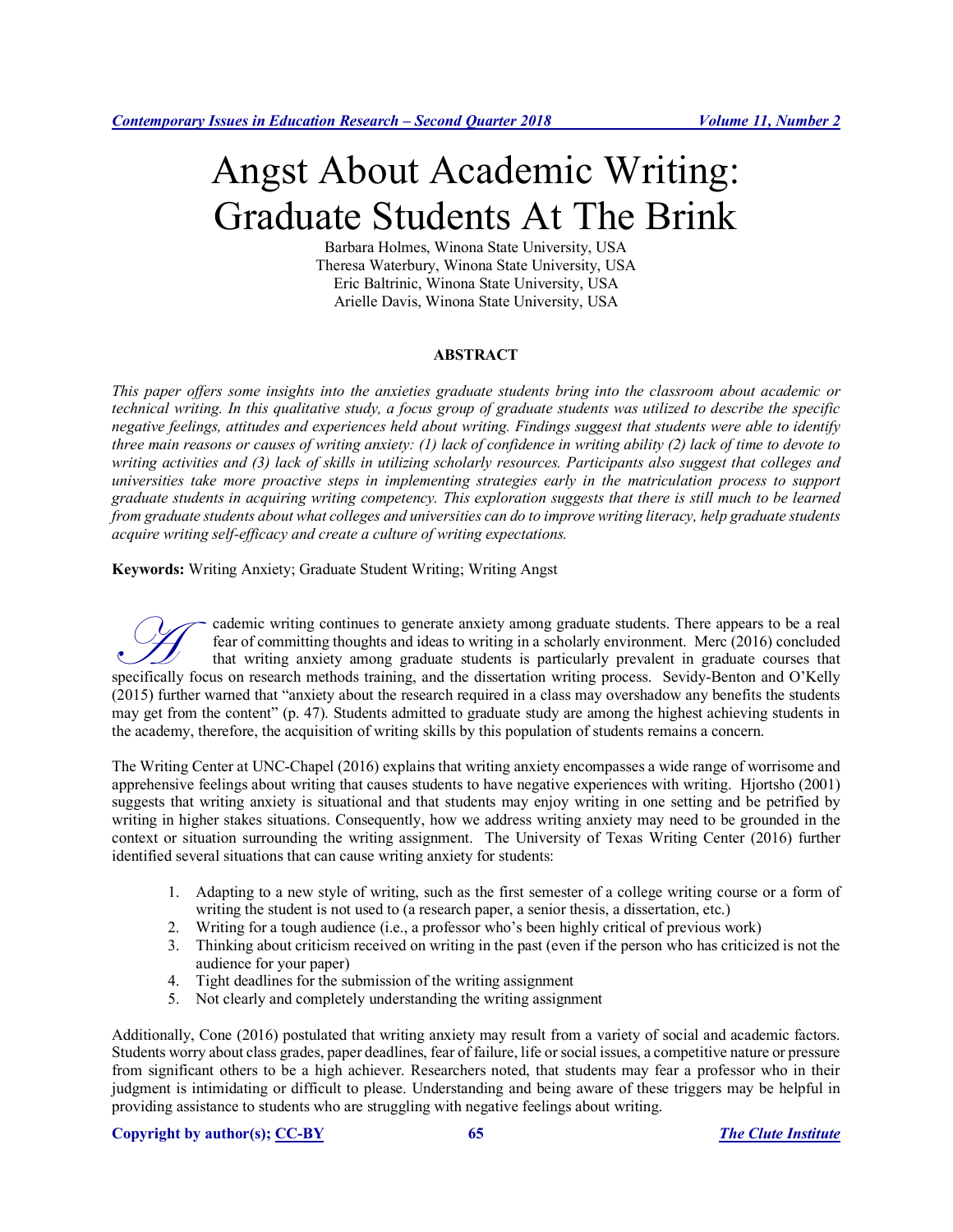# Angst About Academic Writing: Graduate Students At The Brink

Barbara Holmes, Winona State University, USA
Theresa Waterbury, Winona State University, USA
Eric Baltrinic, Winona State University, USA
Arielle Davis, Winona State University, USA

## ABSTRACT

*This paper offers some insights into the anxieties graduate students bring into the classroom about academic or technical writing. In this qualitative study, a focus group of graduate students was utilized to describe the specific negative feelings, attitudes and experiences held about writing. Findings suggest that students were able to identify three main reasons or causes of writing anxiety: (1) lack of confidence in writing ability (2) lack of time to devote to writing activities and (3) lack of skills in utilizing scholarly resources. Participants also suggest that colleges and universities take more proactive steps in implementing strategies early in the matriculation process to support graduate students in acquiring writing competency. This exploration suggests that there is still much to be learned from graduate students about what colleges and universities can do to improve writing literacy, help graduate students acquire writing self-efficacy and create a culture of writing expectations.*

**Keywords:** Writing Anxiety; Graduate Student Writing; Writing Angst

Academic writing continues to generate anxiety among graduate students. There appears to be a real fear of committing thoughts and ideas to writing in a scholarly environment. Merc (2016) concluded that writing anxiety among graduate students is particularly prevalent in graduate courses that specifically focus on research methods training, and the dissertation writing process. Sevidy-Benton and O'Kelly (2015) further warned that "anxiety about the research required in a class may overshadow any benefits the students may get from the content" (p. 47). Students admitted to graduate study are among the highest achieving students in the academy, therefore, the acquisition of writing skills by this population of students remains a concern.

The Writing Center at UNC-Chapel (2016) explains that writing anxiety encompasses a wide range of worrisome and apprehensive feelings about writing that causes students to have negative experiences with writing. Hjortsho (2001) suggests that writing anxiety is situational and that students may enjoy writing in one setting and be petrified by writing in higher stakes situations. Consequently, how we address writing anxiety may need to be grounded in the context or situation surrounding the writing assignment. The University of Texas Writing Center (2016) further identified several situations that can cause writing anxiety for students:

1. Adapting to a new style of writing, such as the first semester of a college writing course or a form of writing the student is not used to (a research paper, a senior thesis, a dissertation, etc.)
2. Writing for a tough audience (i.e., a professor who's been highly critical of previous work)
3. Thinking about criticism received on writing in the past (even if the person who has criticized is not the audience for your paper)
4. Tight deadlines for the submission of the writing assignment
5. Not clearly and completely understanding the writing assignment

Additionally, Cone (2016) postulated that writing anxiety may result from a variety of social and academic factors. Students worry about class grades, paper deadlines, fear of failure, life or social issues, a competitive nature or pressure from significant others to be a high achiever. Researchers noted, that students may fear a professor who in their judgment is intimidating or difficult to please. Understanding and being aware of these triggers may be helpful in providing assistance to students who are struggling with negative feelings about writing.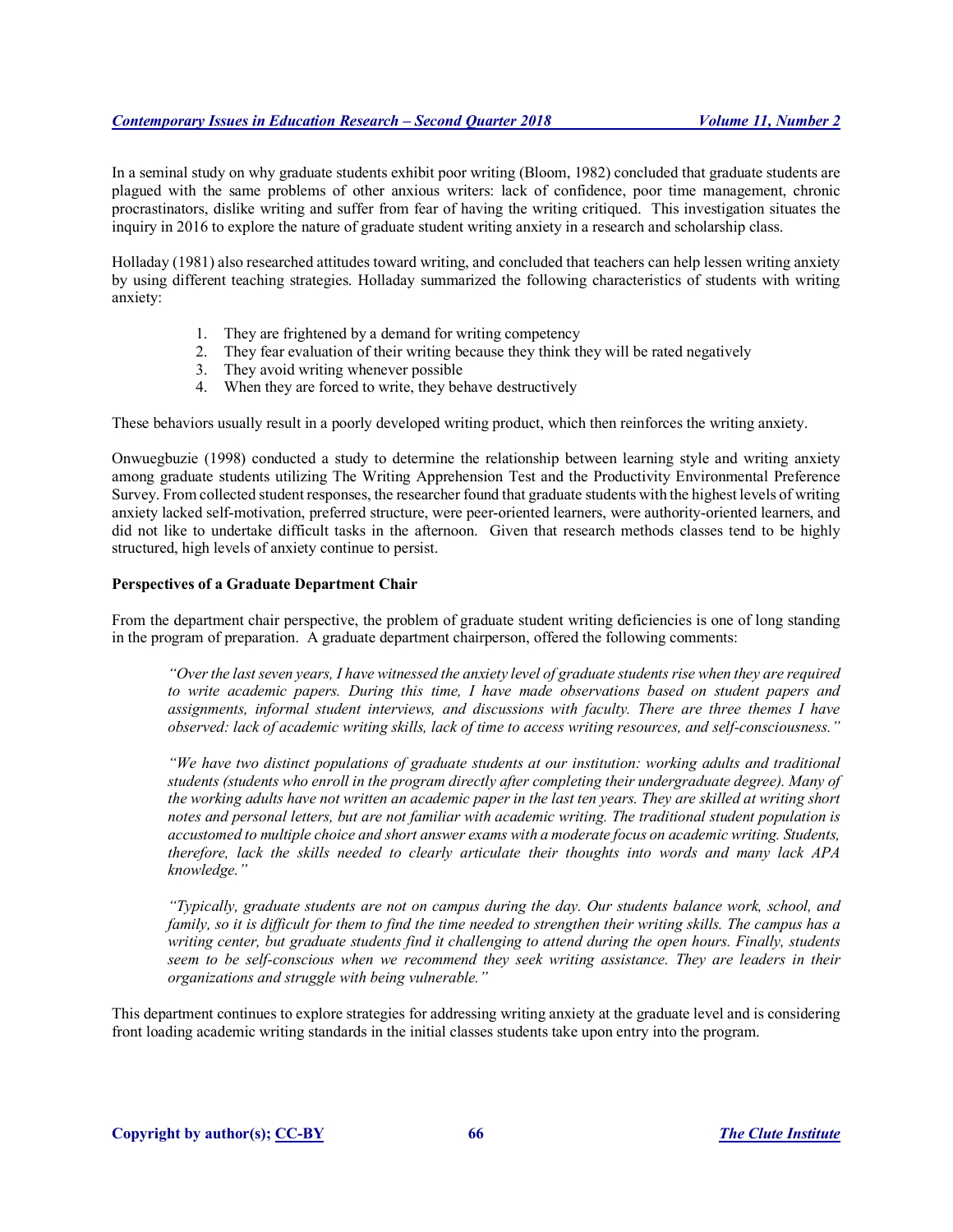In a seminal study on why graduate students exhibit poor writing (Bloom, 1982) concluded that graduate students are plagued with the same problems of other anxious writers: lack of confidence, poor time management, chronic procrastinators, dislike writing and suffer from fear of having the writing critiqued. This investigation situates the inquiry in 2016 to explore the nature of graduate student writing anxiety in a research and scholarship class.

Holladay (1981) also researched attitudes toward writing, and concluded that teachers can help lessen writing anxiety by using different teaching strategies. Holladay summarized the following characteristics of students with writing anxiety:

1. They are frightened by a demand for writing competency
2. They fear evaluation of their writing because they think they will be rated negatively
3. They avoid writing whenever possible
4. When they are forced to write, they behave destructively

These behaviors usually result in a poorly developed writing product, which then reinforces the writing anxiety.

Onwuegbuzie (1998) conducted a study to determine the relationship between learning style and writing anxiety among graduate students utilizing The Writing Apprehension Test and the Productivity Environmental Preference Survey. From collected student responses, the researcher found that graduate students with the highest levels of writing anxiety lacked self-motivation, preferred structure, were peer-oriented learners, were authority-oriented learners, and did not like to undertake difficult tasks in the afternoon. Given that research methods classes tend to be highly structured, high levels of anxiety continue to persist.

**Perspectives of a Graduate Department Chair**

From the department chair perspective, the problem of graduate student writing deficiencies is one of long standing in the program of preparation. A graduate department chairperson, offered the following comments:

> *"Over the last seven years, I have witnessed the anxiety level of graduate students rise when they are required to write academic papers. During this time, I have made observations based on student papers and assignments, informal student interviews, and discussions with faculty. There are three themes I have observed: lack of academic writing skills, lack of time to access writing resources, and self-consciousness."*
>
> *"We have two distinct populations of graduate students at our institution: working adults and traditional students (students who enroll in the program directly after completing their undergraduate degree). Many of the working adults have not written an academic paper in the last ten years. They are skilled at writing short notes and personal letters, but are not familiar with academic writing. The traditional student population is accustomed to multiple choice and short answer exams with a moderate focus on academic writing. Students, therefore, lack the skills needed to clearly articulate their thoughts into words and many lack APA knowledge."*
>
> *"Typically, graduate students are not on campus during the day. Our students balance work, school, and family, so it is difficult for them to find the time needed to strengthen their writing skills. The campus has a writing center, but graduate students find it challenging to attend during the open hours. Finally, students seem to be self-conscious when we recommend they seek writing assistance. They are leaders in their organizations and struggle with being vulnerable."*

This department continues to explore strategies for addressing writing anxiety at the graduate level and is considering front loading academic writing standards in the initial classes students take upon entry into the program.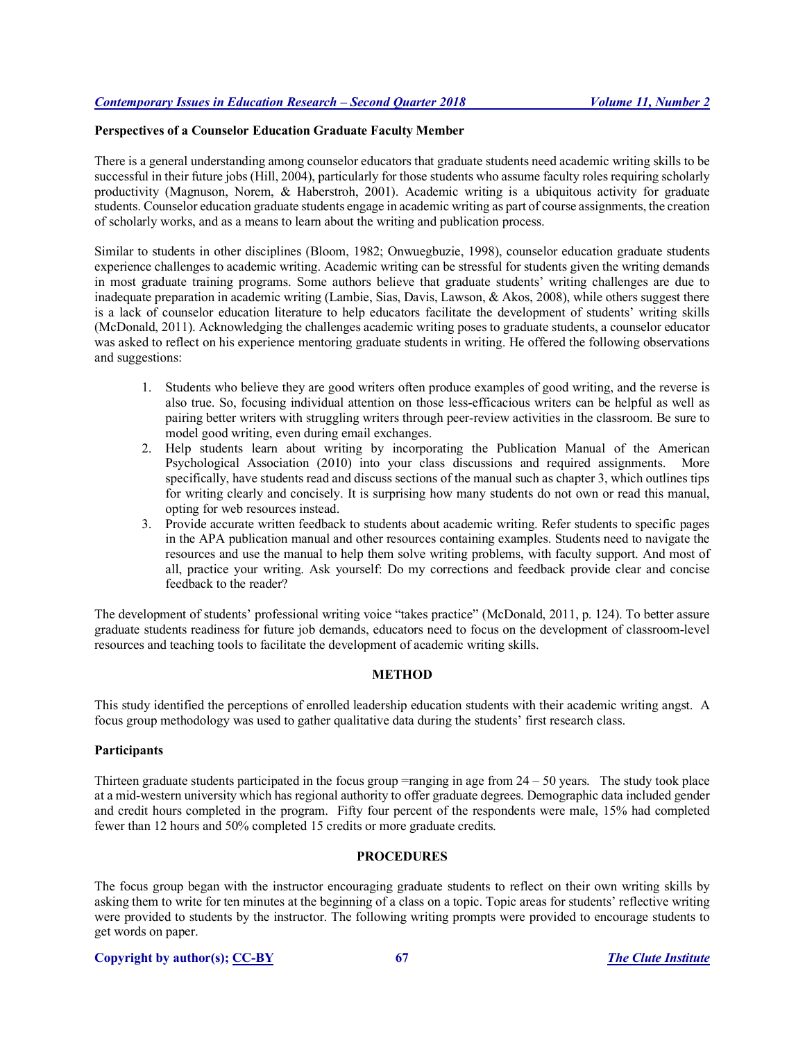### Perspectives of a Counselor Education Graduate Faculty Member

There is a general understanding among counselor educators that graduate students need academic writing skills to be successful in their future jobs (Hill, 2004), particularly for those students who assume faculty roles requiring scholarly productivity (Magnuson, Norem, & Haberstroh, 2001). Academic writing is a ubiquitous activity for graduate students. Counselor education graduate students engage in academic writing as part of course assignments, the creation of scholarly works, and as a means to learn about the writing and publication process.

Similar to students in other disciplines (Bloom, 1982; Onwuegbuzie, 1998), counselor education graduate students experience challenges to academic writing. Academic writing can be stressful for students given the writing demands in most graduate training programs. Some authors believe that graduate students' writing challenges are due to inadequate preparation in academic writing (Lambie, Sias, Davis, Lawson, & Akos, 2008), while others suggest there is a lack of counselor education literature to help educators facilitate the development of students' writing skills (McDonald, 2011). Acknowledging the challenges academic writing poses to graduate students, a counselor educator was asked to reflect on his experience mentoring graduate students in writing. He offered the following observations and suggestions:

1. Students who believe they are good writers often produce examples of good writing, and the reverse is also true. So, focusing individual attention on those less-efficacious writers can be helpful as well as pairing better writers with struggling writers through peer-review activities in the classroom. Be sure to model good writing, even during email exchanges.
2. Help students learn about writing by incorporating the Publication Manual of the American Psychological Association (2010) into your class discussions and required assignments. More specifically, have students read and discuss sections of the manual such as chapter 3, which outlines tips for writing clearly and concisely. It is surprising how many students do not own or read this manual, opting for web resources instead.
3. Provide accurate written feedback to students about academic writing. Refer students to specific pages in the APA publication manual and other resources containing examples. Students need to navigate the resources and use the manual to help them solve writing problems, with faculty support. And most of all, practice your writing. Ask yourself: Do my corrections and feedback provide clear and concise feedback to the reader?

The development of students' professional writing voice "takes practice" (McDonald, 2011, p. 124). To better assure graduate students readiness for future job demands, educators need to focus on the development of classroom-level resources and teaching tools to facilitate the development of academic writing skills.

## METHOD

This study identified the perceptions of enrolled leadership education students with their academic writing angst. A focus group methodology was used to gather qualitative data during the students' first research class.

### Participants

Thirteen graduate students participated in the focus group =ranging in age from 24 – 50 years. The study took place at a mid-western university which has regional authority to offer graduate degrees. Demographic data included gender and credit hours completed in the program. Fifty four percent of the respondents were male, 15% had completed fewer than 12 hours and 50% completed 15 credits or more graduate credits.

## PROCEDURES

The focus group began with the instructor encouraging graduate students to reflect on their own writing skills by asking them to write for ten minutes at the beginning of a class on a topic. Topic areas for students' reflective writing were provided to students by the instructor. The following writing prompts were provided to encourage students to get words on paper.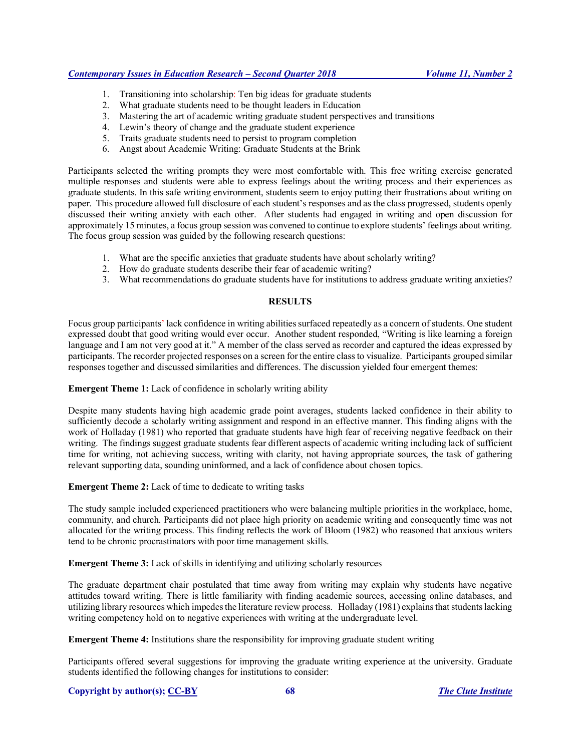1. Transitioning into scholarship: Ten big ideas for graduate students
2. What graduate students need to be thought leaders in Education
3. Mastering the art of academic writing graduate student perspectives and transitions
4. Lewin's theory of change and the graduate student experience
5. Traits graduate students need to persist to program completion
6. Angst about Academic Writing: Graduate Students at the Brink

Participants selected the writing prompts they were most comfortable with. This free writing exercise generated multiple responses and students were able to express feelings about the writing process and their experiences as graduate students. In this safe writing environment, students seem to enjoy putting their frustrations about writing on paper. This procedure allowed full disclosure of each student's responses and as the class progressed, students openly discussed their writing anxiety with each other. After students had engaged in writing and open discussion for approximately 15 minutes, a focus group session was convened to continue to explore students' feelings about writing. The focus group session was guided by the following research questions:

1. What are the specific anxieties that graduate students have about scholarly writing?
2. How do graduate students describe their fear of academic writing?
3. What recommendations do graduate students have for institutions to address graduate writing anxieties?

## RESULTS

Focus group participants' lack confidence in writing abilities surfaced repeatedly as a concern of students. One student expressed doubt that good writing would ever occur. Another student responded, "Writing is like learning a foreign language and I am not very good at it." A member of the class served as recorder and captured the ideas expressed by participants. The recorder projected responses on a screen for the entire class to visualize. Participants grouped similar responses together and discussed similarities and differences. The discussion yielded four emergent themes:

**Emergent Theme 1:** Lack of confidence in scholarly writing ability

Despite many students having high academic grade point averages, students lacked confidence in their ability to sufficiently decode a scholarly writing assignment and respond in an effective manner. This finding aligns with the work of Holladay (1981) who reported that graduate students have high fear of receiving negative feedback on their writing. The findings suggest graduate students fear different aspects of academic writing including lack of sufficient time for writing, not achieving success, writing with clarity, not having appropriate sources, the task of gathering relevant supporting data, sounding uninformed, and a lack of confidence about chosen topics.

**Emergent Theme 2:** Lack of time to dedicate to writing tasks

The study sample included experienced practitioners who were balancing multiple priorities in the workplace, home, community, and church. Participants did not place high priority on academic writing and consequently time was not allocated for the writing process. This finding reflects the work of Bloom (1982) who reasoned that anxious writers tend to be chronic procrastinators with poor time management skills.

**Emergent Theme 3:** Lack of skills in identifying and utilizing scholarly resources

The graduate department chair postulated that time away from writing may explain why students have negative attitudes toward writing. There is little familiarity with finding academic sources, accessing online databases, and utilizing library resources which impedes the literature review process. Holladay (1981) explains that students lacking writing competency hold on to negative experiences with writing at the undergraduate level.

**Emergent Theme 4:** Institutions share the responsibility for improving graduate student writing

Participants offered several suggestions for improving the graduate writing experience at the university. Graduate students identified the following changes for institutions to consider: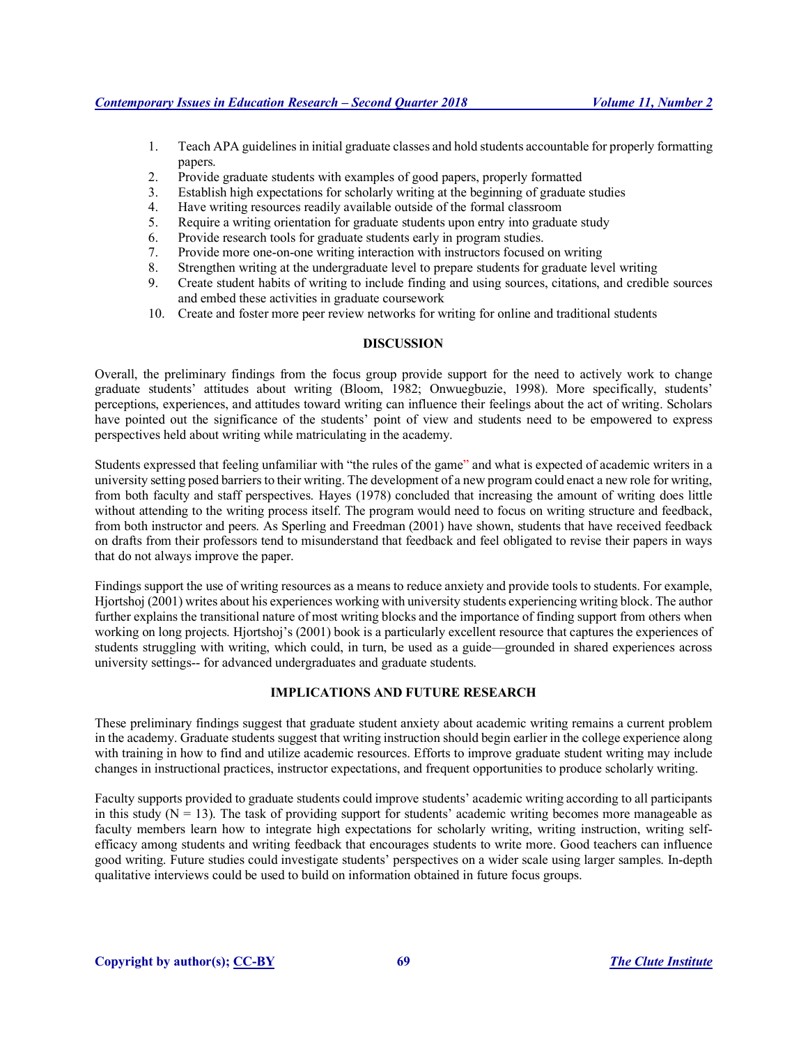1. Teach APA guidelines in initial graduate classes and hold students accountable for properly formatting papers.
2. Provide graduate students with examples of good papers, properly formatted
3. Establish high expectations for scholarly writing at the beginning of graduate studies
4. Have writing resources readily available outside of the formal classroom
5. Require a writing orientation for graduate students upon entry into graduate study
6. Provide research tools for graduate students early in program studies.
7. Provide more one-on-one writing interaction with instructors focused on writing
8. Strengthen writing at the undergraduate level to prepare students for graduate level writing
9. Create student habits of writing to include finding and using sources, citations, and credible sources and embed these activities in graduate coursework
10. Create and foster more peer review networks for writing for online and traditional students

## DISCUSSION

Overall, the preliminary findings from the focus group provide support for the need to actively work to change graduate students' attitudes about writing (Bloom, 1982; Onwuegbuzie, 1998). More specifically, students' perceptions, experiences, and attitudes toward writing can influence their feelings about the act of writing. Scholars have pointed out the significance of the students' point of view and students need to be empowered to express perspectives held about writing while matriculating in the academy.

Students expressed that feeling unfamiliar with "the rules of the game" and what is expected of academic writers in a university setting posed barriers to their writing. The development of a new program could enact a new role for writing, from both faculty and staff perspectives. Hayes (1978) concluded that increasing the amount of writing does little without attending to the writing process itself. The program would need to focus on writing structure and feedback, from both instructor and peers. As Sperling and Freedman (2001) have shown, students that have received feedback on drafts from their professors tend to misunderstand that feedback and feel obligated to revise their papers in ways that do not always improve the paper.

Findings support the use of writing resources as a means to reduce anxiety and provide tools to students. For example, Hjortshoj (2001) writes about his experiences working with university students experiencing writing block. The author further explains the transitional nature of most writing blocks and the importance of finding support from others when working on long projects. Hjortshoj's (2001) book is a particularly excellent resource that captures the experiences of students struggling with writing, which could, in turn, be used as a guide—grounded in shared experiences across university settings-- for advanced undergraduates and graduate students.

## IMPLICATIONS AND FUTURE RESEARCH

These preliminary findings suggest that graduate student anxiety about academic writing remains a current problem in the academy. Graduate students suggest that writing instruction should begin earlier in the college experience along with training in how to find and utilize academic resources. Efforts to improve graduate student writing may include changes in instructional practices, instructor expectations, and frequent opportunities to produce scholarly writing.

Faculty supports provided to graduate students could improve students' academic writing according to all participants in this study ($N = 13$). The task of providing support for students' academic writing becomes more manageable as faculty members learn how to integrate high expectations for scholarly writing, writing instruction, writing self-efficacy among students and writing feedback that encourages students to write more. Good teachers can influence good writing. Future studies could investigate students' perspectives on a wider scale using larger samples. In-depth qualitative interviews could be used to build on information obtained in future focus groups.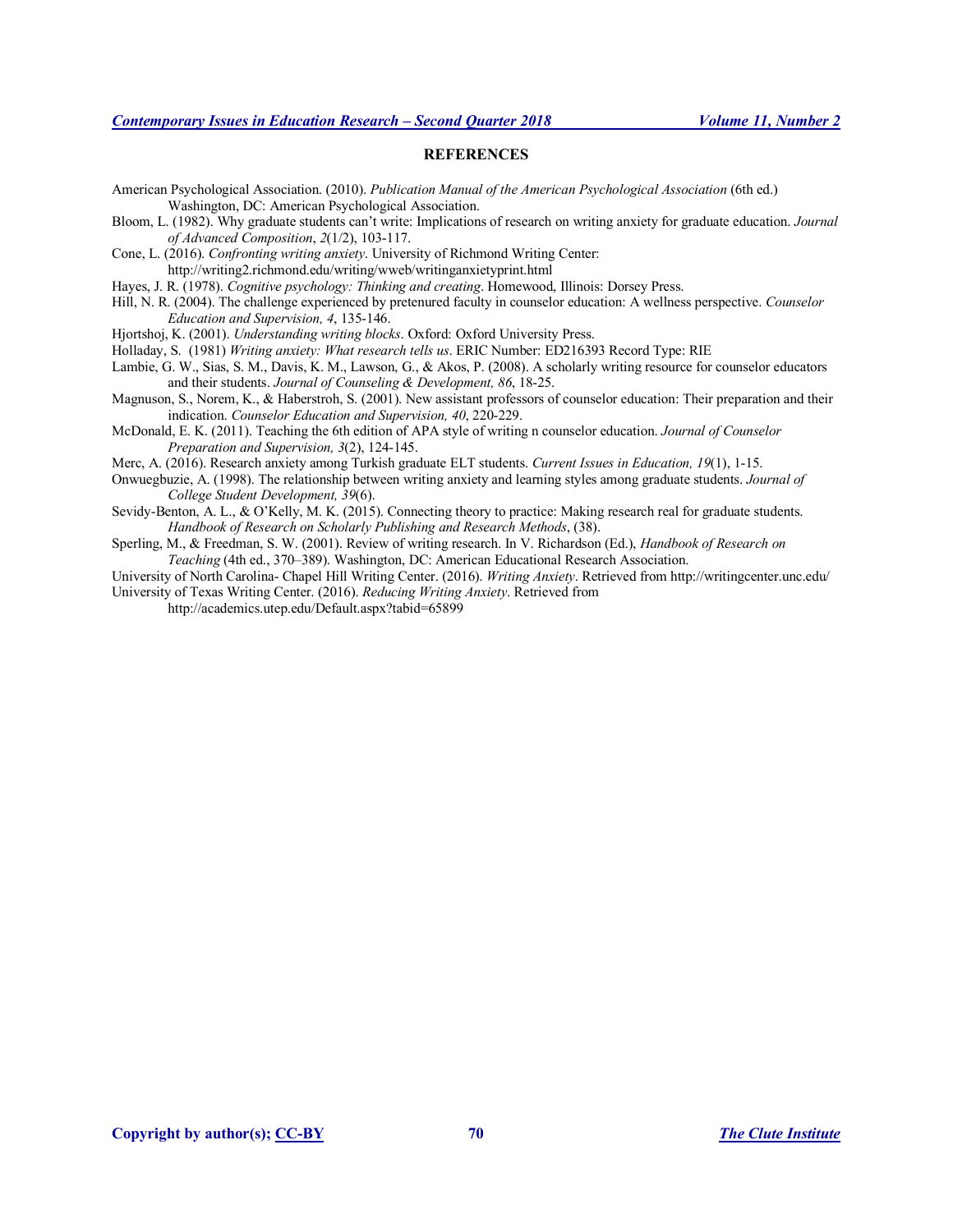## REFERENCES

American Psychological Association. (2010). *Publication Manual of the American Psychological Association* (6th ed.) Washington, DC: American Psychological Association.

Bloom, L. (1982). Why graduate students can't write: Implications of research on writing anxiety for graduate education. *Journal of Advanced Composition*, *2*(1/2), 103-117.

Cone, L. (2016). *Confronting writing anxiety*. University of Richmond Writing Center: http://writing2.richmond.edu/writing/wweb/writinganxietyprint.html

Hayes, J. R. (1978). *Cognitive psychology: Thinking and creating*. Homewood, Illinois: Dorsey Press.

Hill, N. R. (2004). The challenge experienced by pretenured faculty in counselor education: A wellness perspective. *Counselor Education and Supervision, 4*, 135-146.

Hjortshoj, K. (2001). *Understanding writing blocks*. Oxford: Oxford University Press.

Holladay, S. (1981) *Writing anxiety: What research tells us*. ERIC Number: ED216393 Record Type: RIE

Lambie, G. W., Sias, S. M., Davis, K. M., Lawson, G., & Akos, P. (2008). A scholarly writing resource for counselor educators and their students. *Journal of Counseling & Development, 86*, 18-25.

Magnuson, S., Norem, K., & Haberstroh, S. (2001). New assistant professors of counselor education: Their preparation and their indication. *Counselor Education and Supervision, 40*, 220-229.

McDonald, E. K. (2011). Teaching the 6th edition of APA style of writing n counselor education. *Journal of Counselor Preparation and Supervision, 3*(2), 124-145.

Merc, A. (2016). Research anxiety among Turkish graduate ELT students. *Current Issues in Education, 19*(1), 1-15.

Onwuegbuzie, A. (1998). The relationship between writing anxiety and learning styles among graduate students. *Journal of College Student Development, 39*(6).

Sevidy-Benton, A. L., & O'Kelly, M. K. (2015). Connecting theory to practice: Making research real for graduate students. *Handbook of Research on Scholarly Publishing and Research Methods*, (38).

Sperling, M., & Freedman, S. W. (2001). Review of writing research. In V. Richardson (Ed.), *Handbook of Research on Teaching* (4th ed., 370–389). Washington, DC: American Educational Research Association.

University of North Carolina- Chapel Hill Writing Center. (2016). *Writing Anxiety*. Retrieved from http://writingcenter.unc.edu/

University of Texas Writing Center. (2016). *Reducing Writing Anxiety*. Retrieved from http://academics.utep.edu/Default.aspx?tabid=65899